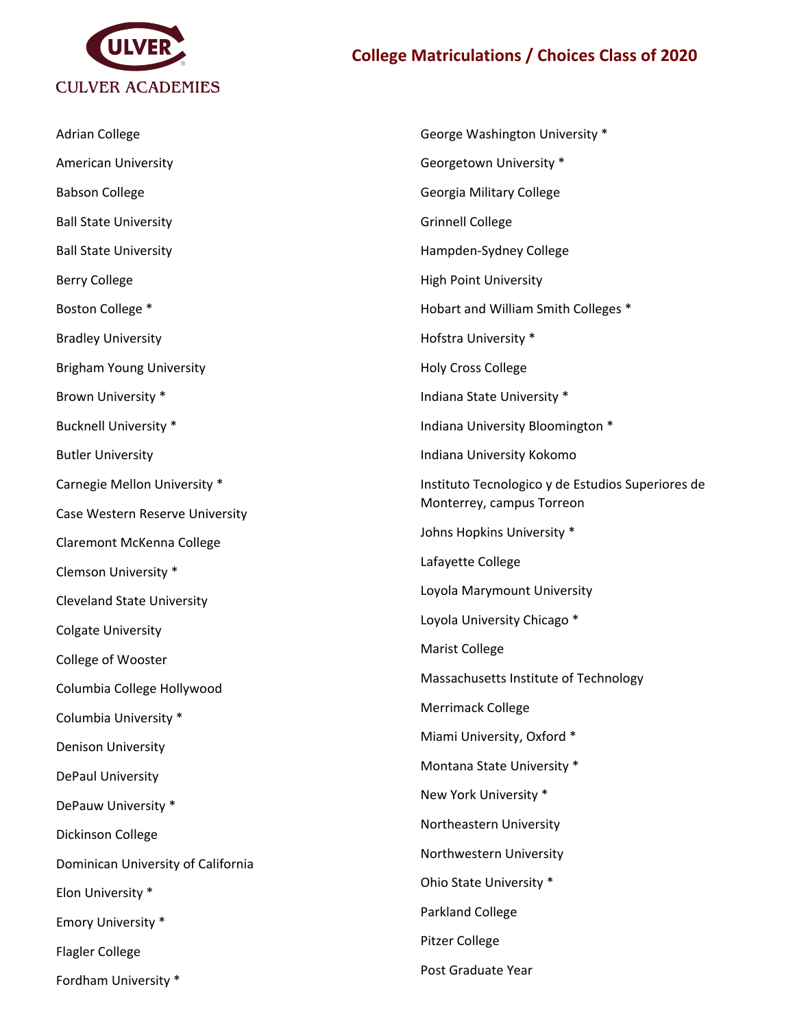CULVER ACADEMIES

# College Matriculations / Choices Class of 2020

Adrian College

American University

Babson College

Ball State University

Ball State University

Berry College

Boston College *

Bradley University

Brigham Young University

Brown University *

Bucknell University *

Butler University

Carnegie Mellon University *

Case Western Reserve University

Claremont McKenna College

Clemson University *

Cleveland State University

Colgate University

College of Wooster

Columbia College Hollywood

Columbia University *

Denison University

DePaul University

DePauw University *

Dickinson College

Dominican University of California

Elon University *

Emory University *

Flagler College

Fordham University *

George Washington University *

Georgetown University *

Georgia Military College

Grinnell College

Hampden-Sydney College

High Point University

Hobart and William Smith Colleges *

Hofstra University *

Holy Cross College

Indiana State University *

Indiana University Bloomington *

Indiana University Kokomo

Instituto Tecnologico y de Estudios Superiores de Monterrey, campus Torreon

Johns Hopkins University *

Lafayette College

Loyola Marymount University

Loyola University Chicago *

Marist College

Massachusetts Institute of Technology

Merrimack College

Miami University, Oxford *

Montana State University *

New York University *

Northeastern University

Northwestern University

Ohio State University *

Parkland College

Pitzer College

Post Graduate Year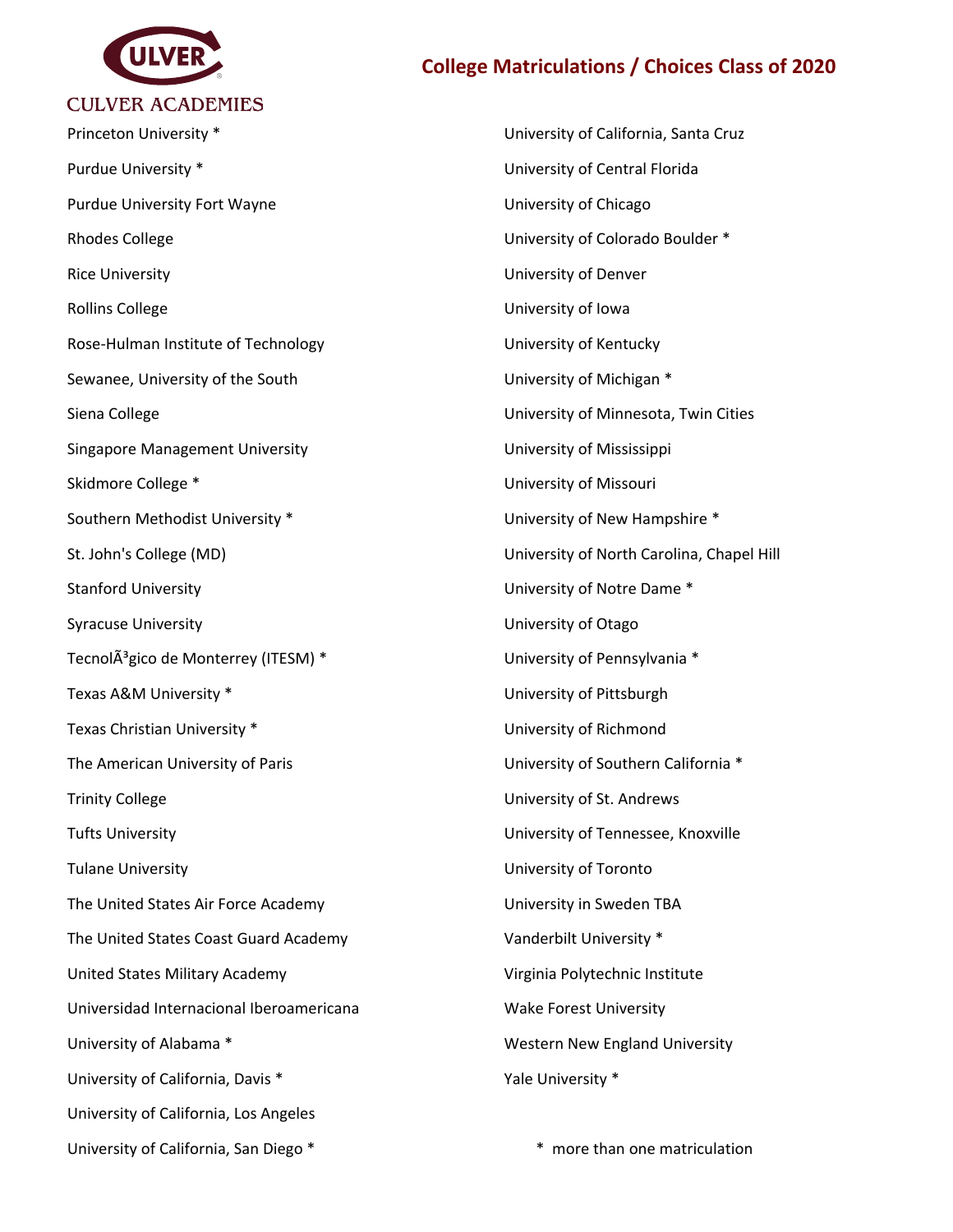# College Matriculations / Choices Class of 2020

Princeton University *

Purdue University *

Purdue University Fort Wayne

Rhodes College

Rice University

Rollins College

Rose-Hulman Institute of Technology

Sewanee, University of the South

Siena College

Singapore Management University

Skidmore College *

Southern Methodist University *

St. John's College (MD)

Stanford University

Syracuse University

TecnolÃ³gico de Monterrey (ITESM) *

Texas A&M University *

Texas Christian University *

The American University of Paris

Trinity College

Tufts University

Tulane University

The United States Air Force Academy

The United States Coast Guard Academy

United States Military Academy

Universidad Internacional Iberoamericana

University of Alabama *

University of California, Davis *

University of California, Los Angeles

University of California, San Diego *

University of California, Santa Cruz

University of Central Florida

University of Chicago

University of Colorado Boulder *

University of Denver

University of Iowa

University of Kentucky

University of Michigan *

University of Minnesota, Twin Cities

University of Mississippi

University of Missouri

University of New Hampshire *

University of North Carolina, Chapel Hill

University of Notre Dame *

University of Otago

University of Pennsylvania *

University of Pittsburgh

University of Richmond

University of Southern California *

University of St. Andrews

University of Tennessee, Knoxville

University of Toronto

University in Sweden TBA

Vanderbilt University *

Virginia Polytechnic Institute

Wake Forest University

Western New England University

Yale University *

* more than one matriculation